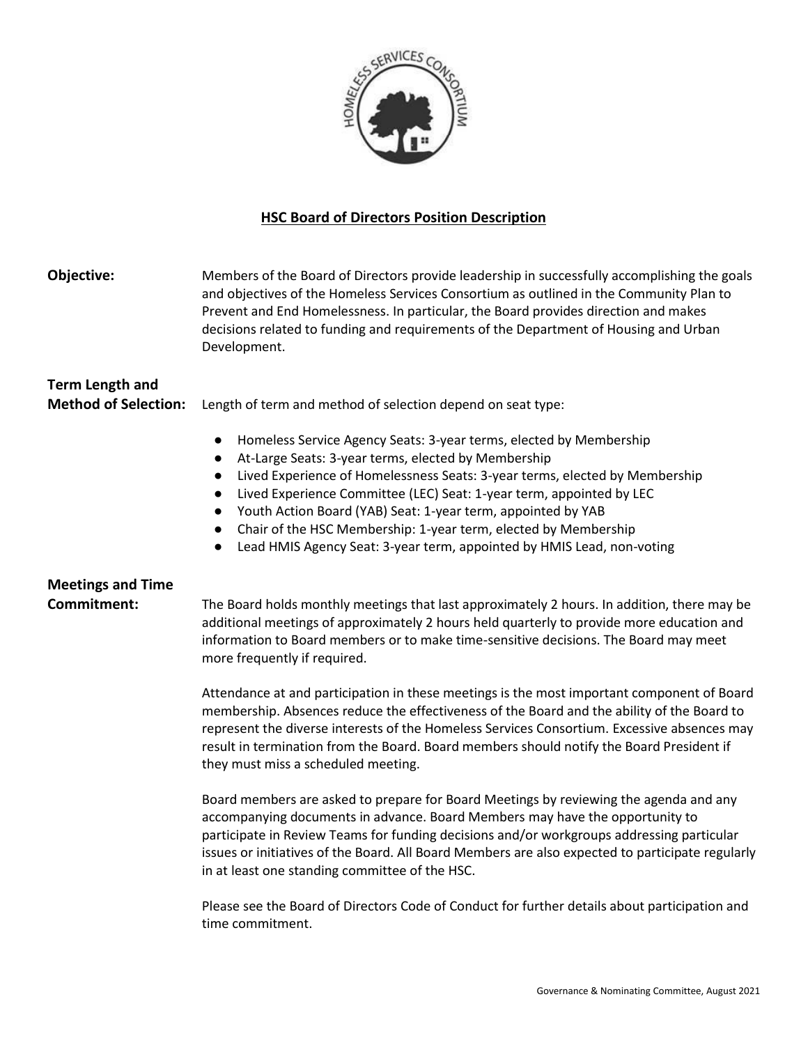# HSC Board of Directors Position Description

**Objective:** Members of the Board of Directors provide leadership in successfully accomplishing the goals and objectives of the Homeless Services Consortium as outlined in the Community Plan to Prevent and End Homelessness. In particular, the Board provides direction and makes decisions related to funding and requirements of the Department of Housing and Urban Development.

**Term Length and Method of Selection:** Length of term and method of selection depend on seat type:

- Homeless Service Agency Seats: 3-year terms, elected by Membership
- At-Large Seats: 3-year terms, elected by Membership
- Lived Experience of Homelessness Seats: 3-year terms, elected by Membership
- Lived Experience Committee (LEC) Seat: 1-year term, appointed by LEC
- Youth Action Board (YAB) Seat: 1-year term, appointed by YAB
- Chair of the HSC Membership: 1-year term, elected by Membership
- Lead HMIS Agency Seat: 3-year term, appointed by HMIS Lead, non-voting

**Meetings and Time Commitment:** The Board holds monthly meetings that last approximately 2 hours. In addition, there may be additional meetings of approximately 2 hours held quarterly to provide more education and information to Board members or to make time-sensitive decisions. The Board may meet more frequently if required.

Attendance at and participation in these meetings is the most important component of Board membership. Absences reduce the effectiveness of the Board and the ability of the Board to represent the diverse interests of the Homeless Services Consortium. Excessive absences may result in termination from the Board. Board members should notify the Board President if they must miss a scheduled meeting.

Board members are asked to prepare for Board Meetings by reviewing the agenda and any accompanying documents in advance. Board Members may have the opportunity to participate in Review Teams for funding decisions and/or workgroups addressing particular issues or initiatives of the Board. All Board Members are also expected to participate regularly in at least one standing committee of the HSC.

Please see the Board of Directors Code of Conduct for further details about participation and time commitment.

Governance & Nominating Committee, August 2021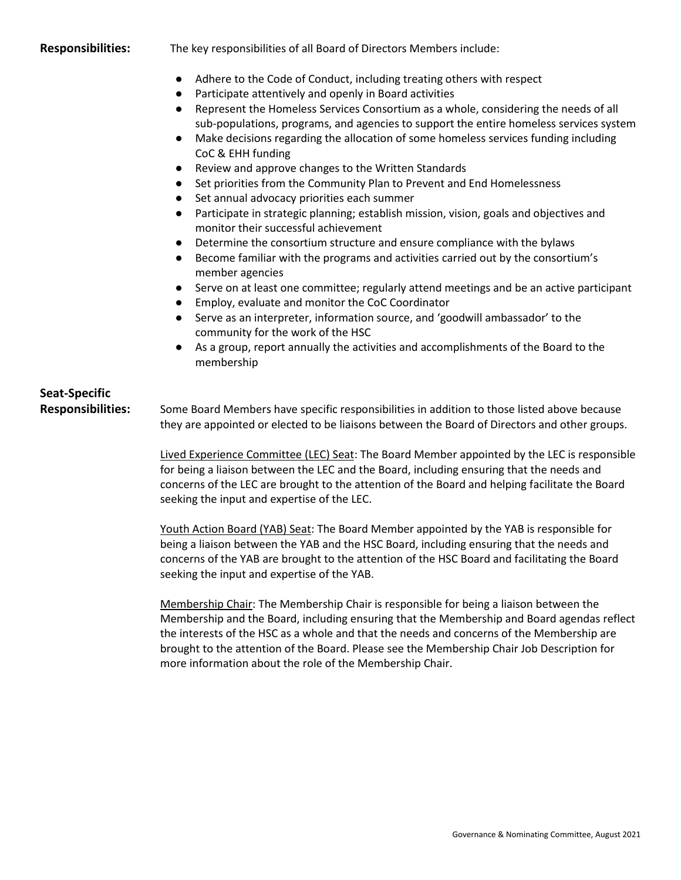**Responsibilities:** The key responsibilities of all Board of Directors Members include:

- Adhere to the Code of Conduct, including treating others with respect
- Participate attentively and openly in Board activities
- Represent the Homeless Services Consortium as a whole, considering the needs of all sub-populations, programs, and agencies to support the entire homeless services system
- Make decisions regarding the allocation of some homeless services funding including CoC & EHH funding
- Review and approve changes to the Written Standards
- Set priorities from the Community Plan to Prevent and End Homelessness
- Set annual advocacy priorities each summer
- Participate in strategic planning; establish mission, vision, goals and objectives and monitor their successful achievement
- Determine the consortium structure and ensure compliance with the bylaws
- Become familiar with the programs and activities carried out by the consortium's member agencies
- Serve on at least one committee; regularly attend meetings and be an active participant
- Employ, evaluate and monitor the CoC Coordinator
- Serve as an interpreter, information source, and 'goodwill ambassador' to the community for the work of the HSC
- As a group, report annually the activities and accomplishments of the Board to the membership

**Seat-Specific Responsibilities:** Some Board Members have specific responsibilities in addition to those listed above because they are appointed or elected to be liaisons between the Board of Directors and other groups.

Lived Experience Committee (LEC) Seat: The Board Member appointed by the LEC is responsible for being a liaison between the LEC and the Board, including ensuring that the needs and concerns of the LEC are brought to the attention of the Board and helping facilitate the Board seeking the input and expertise of the LEC.

Youth Action Board (YAB) Seat: The Board Member appointed by the YAB is responsible for being a liaison between the YAB and the HSC Board, including ensuring that the needs and concerns of the YAB are brought to the attention of the HSC Board and facilitating the Board seeking the input and expertise of the YAB.

Membership Chair: The Membership Chair is responsible for being a liaison between the Membership and the Board, including ensuring that the Membership and Board agendas reflect the interests of the HSC as a whole and that the needs and concerns of the Membership are brought to the attention of the Board. Please see the Membership Chair Job Description for more information about the role of the Membership Chair.